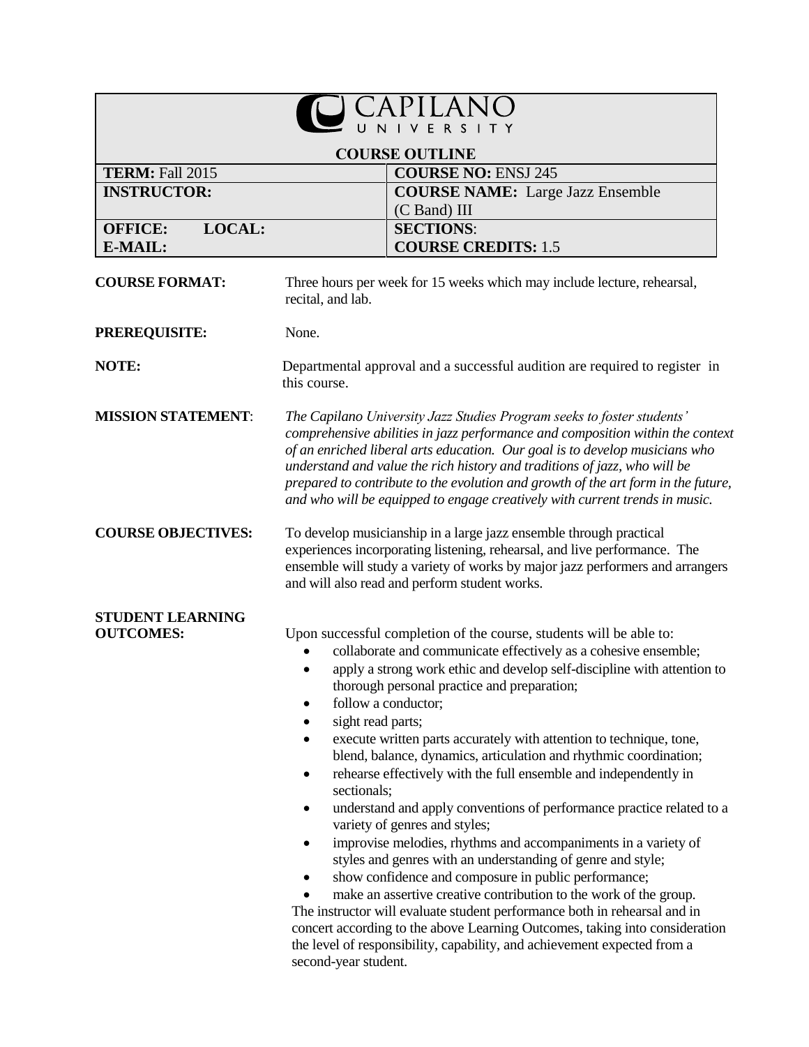# CAPILANO UNIVERSITY

## COURSE OUTLINE

| | |
|---|---|
| **TERM:** Fall 2015 | **COURSE NO:** ENSJ 245 |
| **INSTRUCTOR:** | **COURSE NAME:** Large Jazz Ensemble (C Band) III |
| **OFFICE:** **LOCAL:** **E-MAIL:** | **SECTIONS**: **COURSE CREDITS:** 1.5 |

**COURSE FORMAT:** Three hours per week for 15 weeks which may include lecture, rehearsal, recital, and lab.

**PREREQUISITE:** None.

**NOTE:** Departmental approval and a successful audition are required to register in this course.

**MISSION STATEMENT**: *The Capilano University Jazz Studies Program seeks to foster students' comprehensive abilities in jazz performance and composition within the context of an enriched liberal arts education. Our goal is to develop musicians who understand and value the rich history and traditions of jazz, who will be prepared to contribute to the evolution and growth of the art form in the future, and who will be equipped to engage creatively with current trends in music.*

**COURSE OBJECTIVES:** To develop musicianship in a large jazz ensemble through practical experiences incorporating listening, rehearsal, and live performance. The ensemble will study a variety of works by major jazz performers and arrangers and will also read and perform student works.

**STUDENT LEARNING OUTCOMES:** Upon successful completion of the course, students will be able to:

- collaborate and communicate effectively as a cohesive ensemble;
- apply a strong work ethic and develop self-discipline with attention to thorough personal practice and preparation;
- follow a conductor;
- sight read parts;
- execute written parts accurately with attention to technique, tone, blend, balance, dynamics, articulation and rhythmic coordination;
- rehearse effectively with the full ensemble and independently in sectionals;
- understand and apply conventions of performance practice related to a variety of genres and styles;
- improvise melodies, rhythms and accompaniments in a variety of styles and genres with an understanding of genre and style;
- show confidence and composure in public performance;
- make an assertive creative contribution to the work of the group.

The instructor will evaluate student performance both in rehearsal and in concert according to the above Learning Outcomes, taking into consideration the level of responsibility, capability, and achievement expected from a second-year student.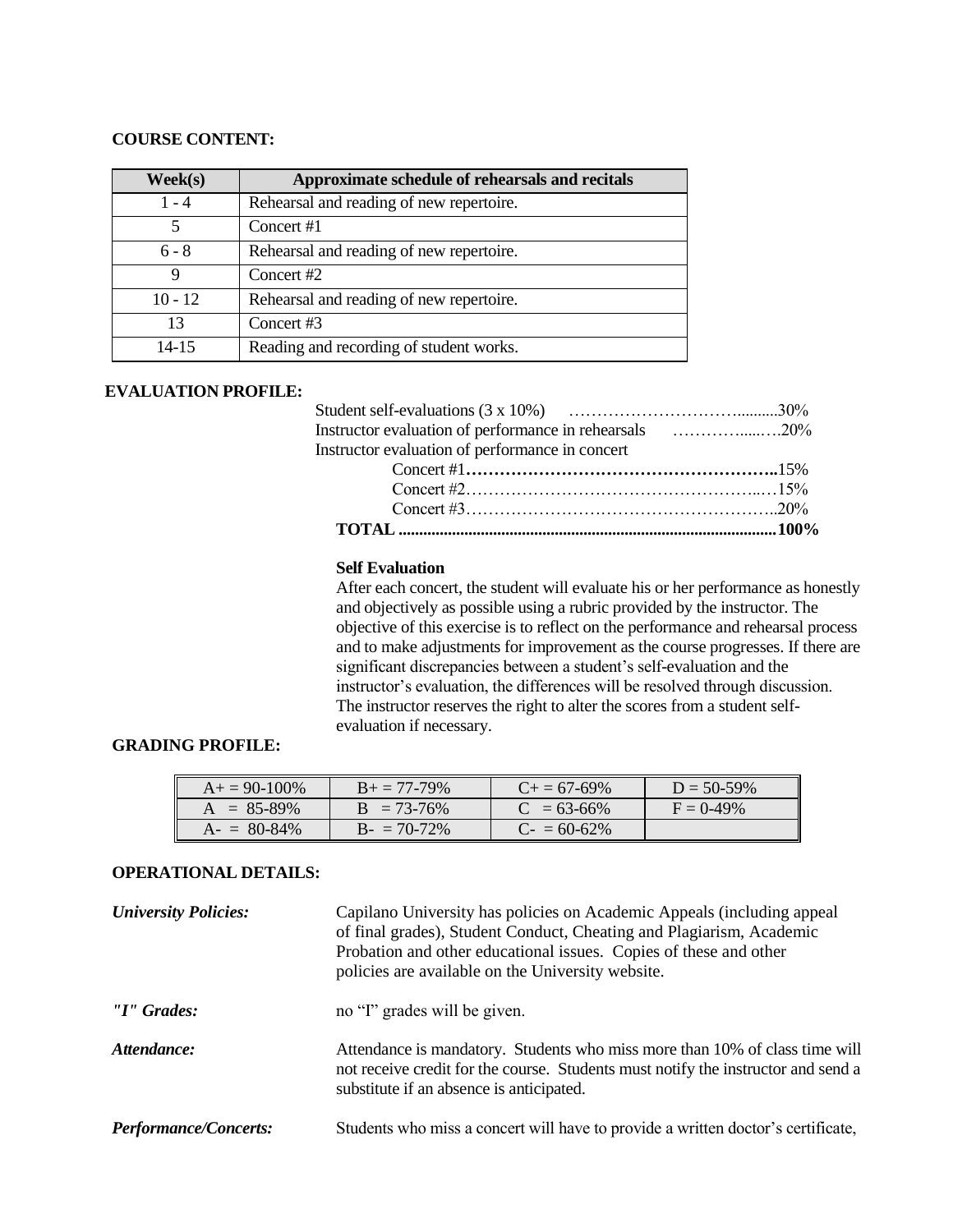**COURSE CONTENT:**

| Week(s) | Approximate schedule of rehearsals and recitals |
|---|---|
| 1 - 4 | Rehearsal and reading of new repertoire. |
| 5 | Concert #1 |
| 6 - 8 | Rehearsal and reading of new repertoire. |
| 9 | Concert #2 |
| 10 - 12 | Rehearsal and reading of new repertoire. |
| 13 | Concert #3 |
| 14-15 | Reading and recording of student works. |

**EVALUATION PROFILE:**

Student self-evaluations (3 x 10%) ……………………………..........30%
Instructor evaluation of performance in rehearsals …………......….20%
Instructor evaluation of performance in concert
Concert #1**………………………………………………..**15%
Concert #2……………………………………………...…15%
Concert #3………………………………………………..20%
**TOTAL ..........................................................................................100%**

**Self Evaluation**

After each concert, the student will evaluate his or her performance as honestly and objectively as possible using a rubric provided by the instructor. The objective of this exercise is to reflect on the performance and rehearsal process and to make adjustments for improvement as the course progresses. If there are significant discrepancies between a student's self-evaluation and the instructor's evaluation, the differences will be resolved through discussion. The instructor reserves the right to alter the scores from a student self-evaluation if necessary.

**GRADING PROFILE:**

| | | | |
|---|---|---|---|
| A+ = 90-100% | B+ = 77-79% | C+ = 67-69% | D = 50-59% |
| A = 85-89% | B = 73-76% | C = 63-66% | F = 0-49% |
| A- = 80-84% | B- = 70-72% | C- = 60-62% | |

**OPERATIONAL DETAILS:**

***University Policies:*** Capilano University has policies on Academic Appeals (including appeal of final grades), Student Conduct, Cheating and Plagiarism, Academic Probation and other educational issues. Copies of these and other policies are available on the University website.

***"I" Grades:*** no "I" grades will be given.

***Attendance:*** Attendance is mandatory. Students who miss more than 10% of class time will not receive credit for the course. Students must notify the instructor and send a substitute if an absence is anticipated.

***Performance/Concerts:*** Students who miss a concert will have to provide a written doctor's certificate,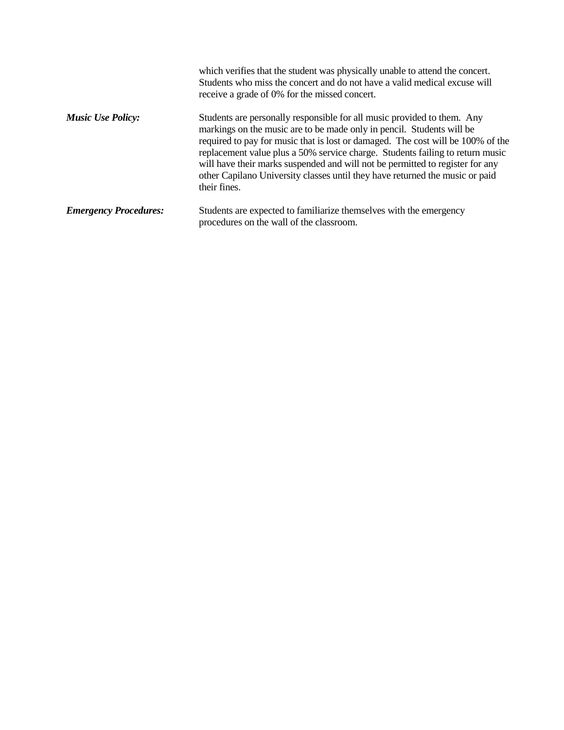which verifies that the student was physically unable to attend the concert. Students who miss the concert and do not have a valid medical excuse will receive a grade of 0% for the missed concert.

***Music Use Policy:*** Students are personally responsible for all music provided to them. Any markings on the music are to be made only in pencil. Students will be required to pay for music that is lost or damaged. The cost will be 100% of the replacement value plus a 50% service charge. Students failing to return music will have their marks suspended and will not be permitted to register for any other Capilano University classes until they have returned the music or paid their fines.

***Emergency Procedures:*** Students are expected to familiarize themselves with the emergency procedures on the wall of the classroom.